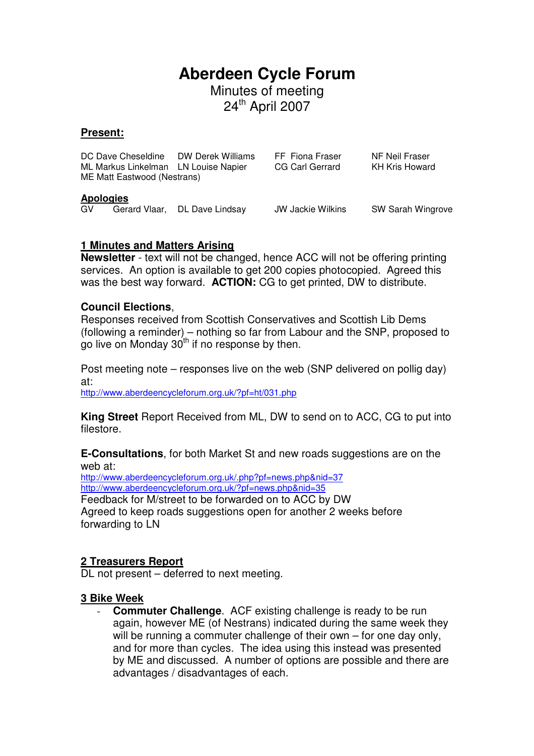# Aberdeen Cycle Forum

Minutes of meeting
24th April 2007

## Present:

| | | | |
|---|---|---|---|
| DC Dave Cheseldine | DW Derek Williams | FF Fiona Fraser | NF Neil Fraser |
| ML Markus Linkelman | LN Louise Napier | CG Carl Gerrard | KH Kris Howard |
| ME Matt Eastwood (Nestrans) | | | |

## Apologies

GV Gerard Vlaar, DL Dave Lindsay JW Jackie Wilkins SW Sarah Wingrove

## 1 Minutes and Matters Arising

**Newsletter** - text will not be changed, hence ACC will not be offering printing services. An option is available to get 200 copies photocopied. Agreed this was the best way forward. **ACTION:** CG to get printed, DW to distribute.

**Council Elections**,
Responses received from Scottish Conservatives and Scottish Lib Dems (following a reminder) – nothing so far from Labour and the SNP, proposed to go live on Monday 30th if no response by then.

Post meeting note – responses live on the web (SNP delivered on pollig day) at:
http://www.aberdeencycleforum.org.uk/?pf=ht/031.php

**King Street** Report Received from ML, DW to send on to ACC, CG to put into filestore.

**E-Consultations**, for both Market St and new roads suggestions are on the web at:
http://www.aberdeencycleforum.org.uk/.php?pf=news.php&nid=37
http://www.aberdeencycleforum.org.uk/?pf=news.php&nid=35
Feedback for M/street to be forwarded on to ACC by DW
Agreed to keep roads suggestions open for another 2 weeks before forwarding to LN

## 2 Treasurers Report

DL not present – deferred to next meeting.

## 3 Bike Week

- **Commuter Challenge**. ACF existing challenge is ready to be run again, however ME (of Nestrans) indicated during the same week they will be running a commuter challenge of their own – for one day only, and for more than cycles. The idea using this instead was presented by ME and discussed. A number of options are possible and there are advantages / disadvantages of each.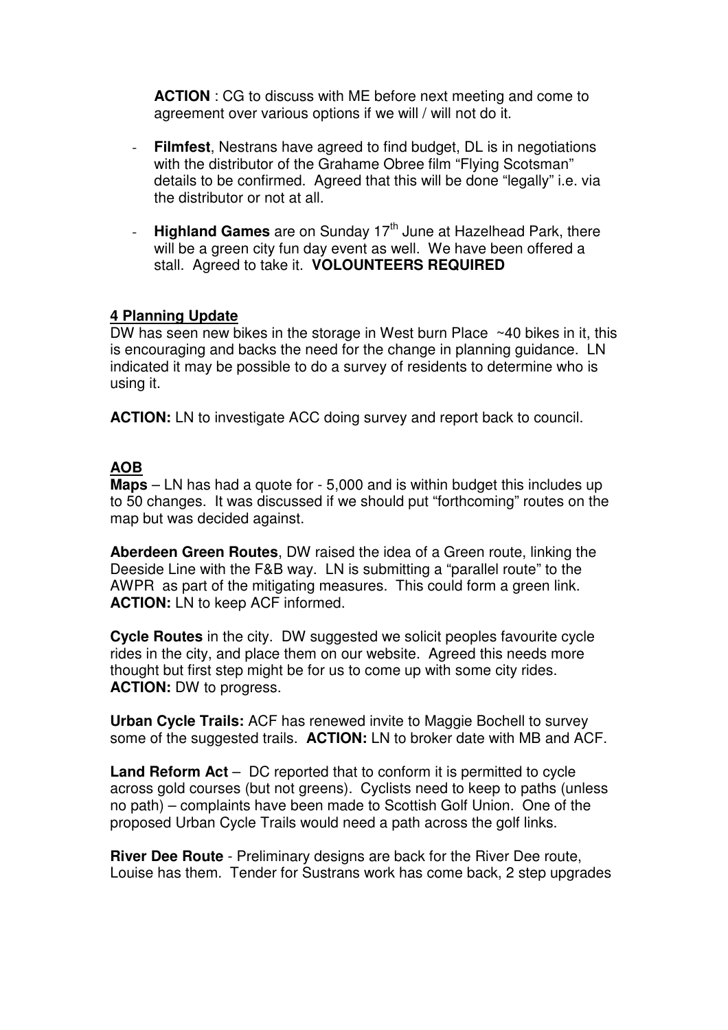**ACTION** : CG to discuss with ME before next meeting and come to agreement over various options if we will / will not do it.

- **Filmfest**, Nestrans have agreed to find budget, DL is in negotiations with the distributor of the Grahame Obree film "Flying Scotsman" details to be confirmed. Agreed that this will be done "legally" i.e. via the distributor or not at all.

- **Highland Games** are on Sunday 17th June at Hazelhead Park, there will be a green city fun day event as well. We have been offered a stall. Agreed to take it. **VOLOUNTEERS REQUIRED**

## 4 Planning Update

DW has seen new bikes in the storage in West burn Place ~40 bikes in it, this is encouraging and backs the need for the change in planning guidance. LN indicated it may be possible to do a survey of residents to determine who is using it.

**ACTION:** LN to investigate ACC doing survey and report back to council.

## AOB

**Maps** – LN has had a quote for - 5,000 and is within budget this includes up to 50 changes. It was discussed if we should put "forthcoming" routes on the map but was decided against.

**Aberdeen Green Routes**, DW raised the idea of a Green route, linking the Deeside Line with the F&B way. LN is submitting a "parallel route" to the AWPR as part of the mitigating measures. This could form a green link.
**ACTION:** LN to keep ACF informed.

**Cycle Routes** in the city. DW suggested we solicit peoples favourite cycle rides in the city, and place them on our website. Agreed this needs more thought but first step might be for us to come up with some city rides.
**ACTION:** DW to progress.

**Urban Cycle Trails:** ACF has renewed invite to Maggie Bochell to survey some of the suggested trails. **ACTION:** LN to broker date with MB and ACF.

**Land Reform Act** – DC reported that to conform it is permitted to cycle across gold courses (but not greens). Cyclists need to keep to paths (unless no path) – complaints have been made to Scottish Golf Union. One of the proposed Urban Cycle Trails would need a path across the golf links.

**River Dee Route** - Preliminary designs are back for the River Dee route, Louise has them. Tender for Sustrans work has come back, 2 step upgrades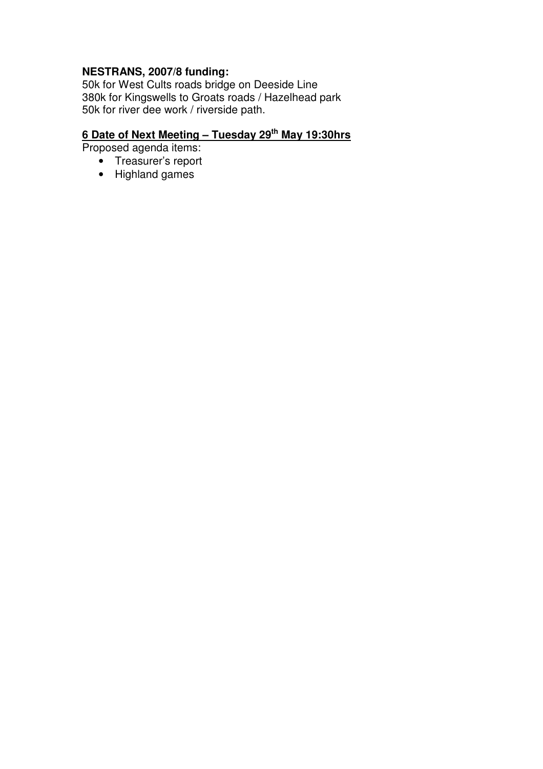**NESTRANS, 2007/8 funding:**
50k for West Cults roads bridge on Deeside Line
380k for Kingswells to Groats roads / Hazelhead park
50k for river dee work / riverside path.

## 6 Date of Next Meeting – Tuesday 29th May 19:30hrs

Proposed agenda items:

- Treasurer's report
- Highland games